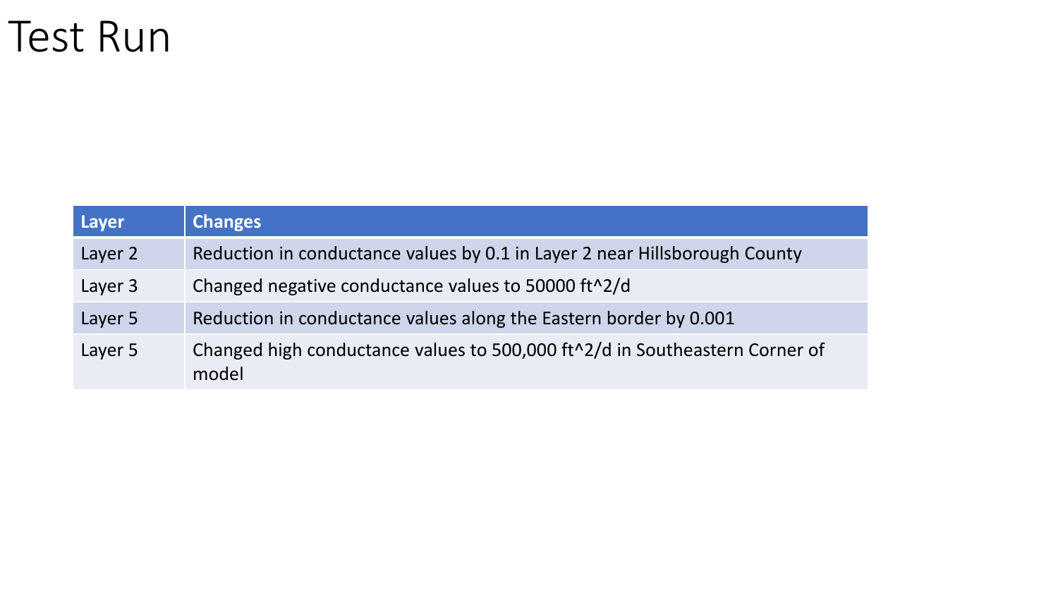# Test Run

| Layer | Changes |
| --- | --- |
| Layer 2 | Reduction in conductance values by 0.1 in Layer 2 near Hillsborough County |
| Layer 3 | Changed negative conductance values to 50000 ft^2/d |
| Layer 5 | Reduction in conductance values along the Eastern border by 0.001 |
| Layer 5 | Changed high conductance values to 500,000 ft^2/d in Southeastern Corner of model |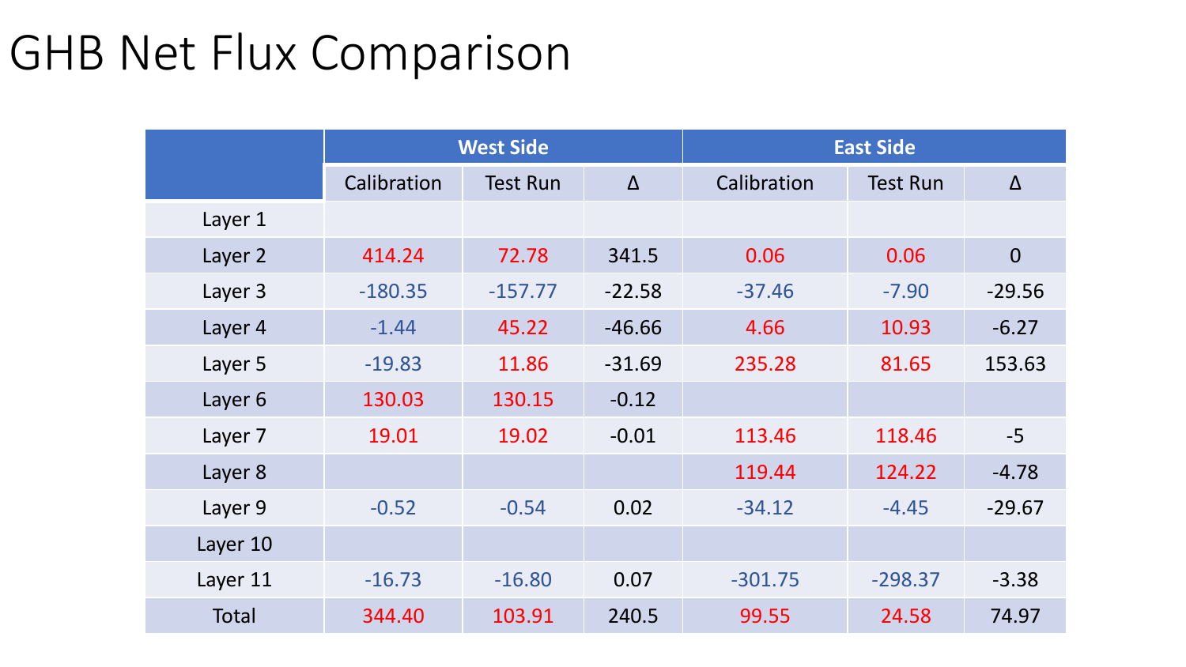# GHB Net Flux Comparison

| | West Side | | | East Side | | |
|---|---|---|---|---|---|---|
| | Calibration | Test Run | Δ | Calibration | Test Run | Δ |
| Layer 1 | | | | | | |
| Layer 2 | 414.24 | 72.78 | 341.5 | 0.06 | 0.06 | 0 |
| Layer 3 | -180.35 | -157.77 | -22.58 | -37.46 | -7.90 | -29.56 |
| Layer 4 | -1.44 | 45.22 | -46.66 | 4.66 | 10.93 | -6.27 |
| Layer 5 | -19.83 | 11.86 | -31.69 | 235.28 | 81.65 | 153.63 |
| Layer 6 | 130.03 | 130.15 | -0.12 | | | |
| Layer 7 | 19.01 | 19.02 | -0.01 | 113.46 | 118.46 | -5 |
| Layer 8 | | | | 119.44 | 124.22 | -4.78 |
| Layer 9 | -0.52 | -0.54 | 0.02 | -34.12 | -4.45 | -29.67 |
| Layer 10 | | | | | | |
| Layer 11 | -16.73 | -16.80 | 0.07 | -301.75 | -298.37 | -3.38 |
| Total | 344.40 | 103.91 | 240.5 | 99.55 | 24.58 | 74.97 |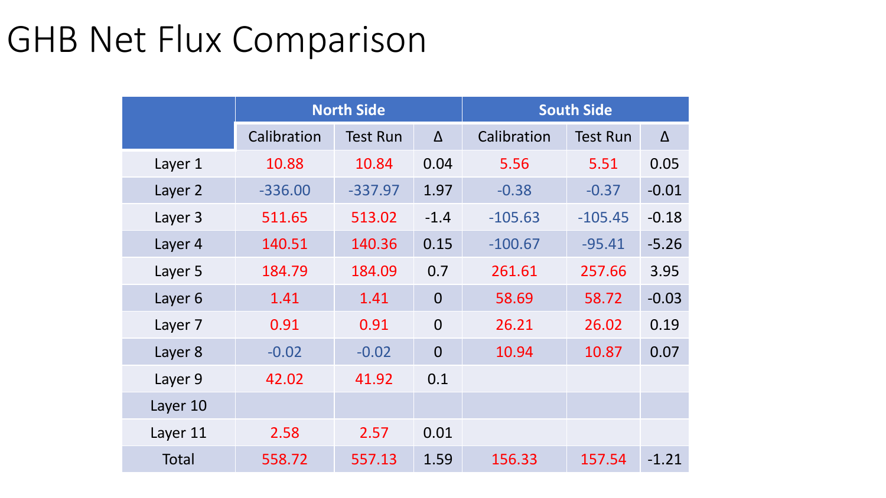# GHB Net Flux Comparison

| | North Side | | | South Side | | |
|---|---|---|---|---|---|---|
| | Calibration | Test Run | Δ | Calibration | Test Run | Δ |
| Layer 1 | 10.88 | 10.84 | 0.04 | 5.56 | 5.51 | 0.05 |
| Layer 2 | -336.00 | -337.97 | 1.97 | -0.38 | -0.37 | -0.01 |
| Layer 3 | 511.65 | 513.02 | -1.4 | -105.63 | -105.45 | -0.18 |
| Layer 4 | 140.51 | 140.36 | 0.15 | -100.67 | -95.41 | -5.26 |
| Layer 5 | 184.79 | 184.09 | 0.7 | 261.61 | 257.66 | 3.95 |
| Layer 6 | 1.41 | 1.41 | 0 | 58.69 | 58.72 | -0.03 |
| Layer 7 | 0.91 | 0.91 | 0 | 26.21 | 26.02 | 0.19 |
| Layer 8 | -0.02 | -0.02 | 0 | 10.94 | 10.87 | 0.07 |
| Layer 9 | 42.02 | 41.92 | 0.1 | | | |
| Layer 10 | | | | | | |
| Layer 11 | 2.58 | 2.57 | 0.01 | | | |
| Total | 558.72 | 557.13 | 1.59 | 156.33 | 157.54 | -1.21 |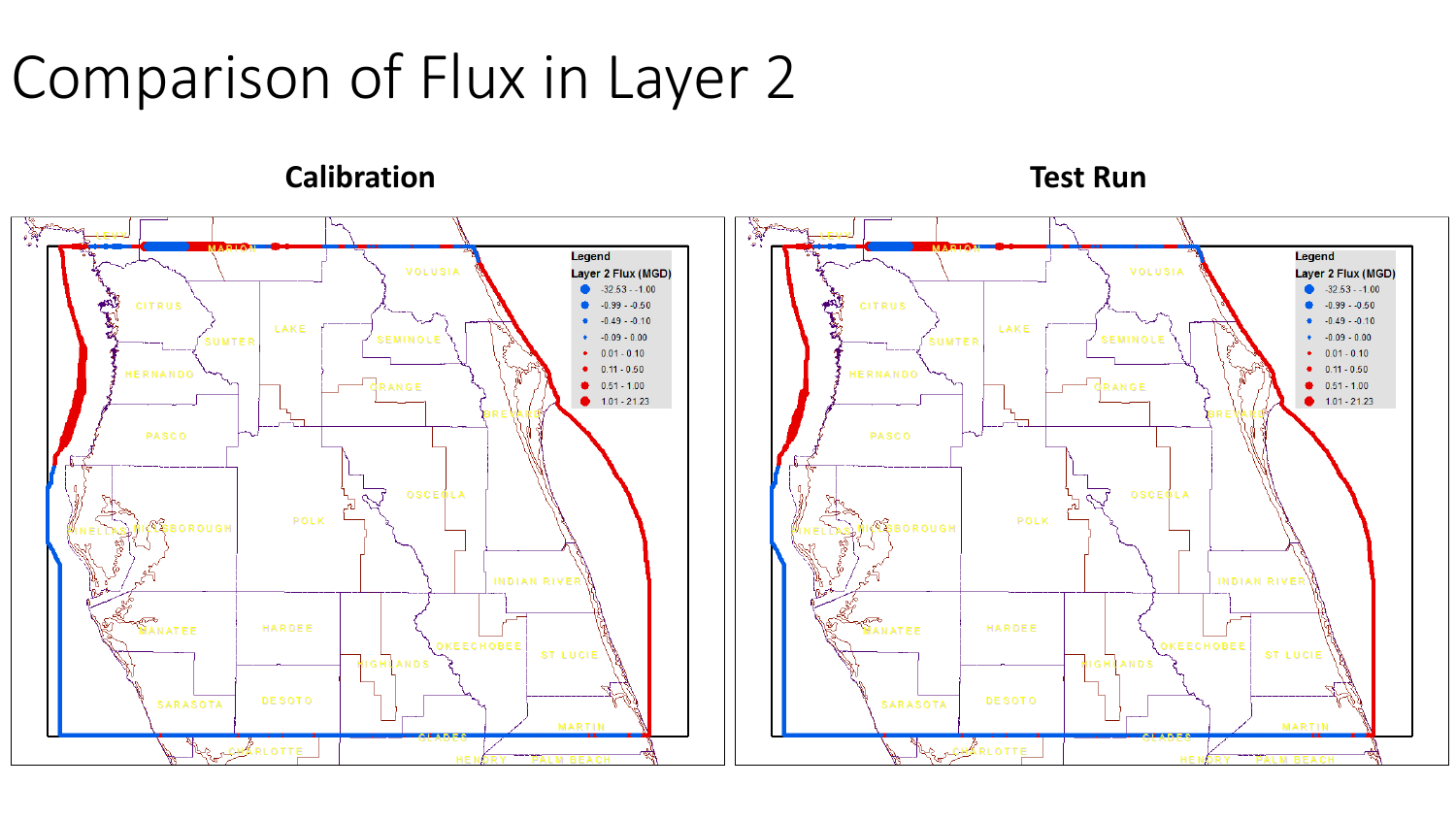# Comparison of Flux in Layer 2

**Calibration**

**Test Run**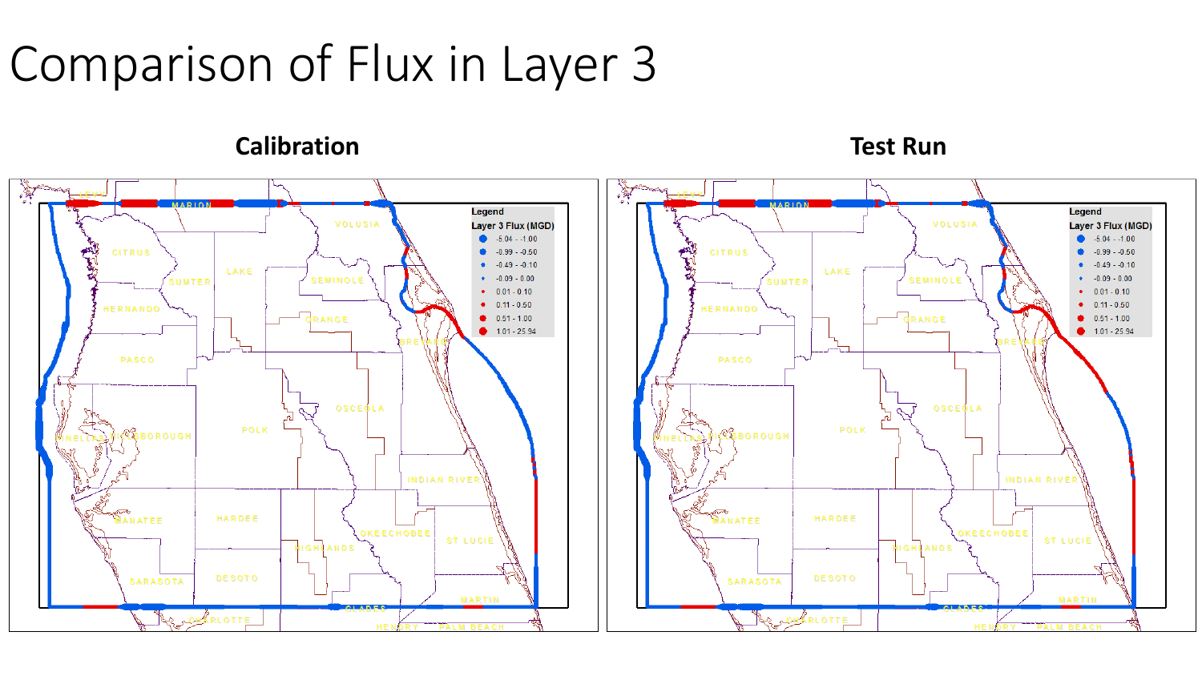# Comparison of Flux in Layer 3

**Calibration**

**Test Run**

Legend

Layer 3 Flux (MGD)

- -5.04 - -1.00
- -0.99 - -0.50
- -0.49 - -0.10
- -0.09 - 0.00
- 0.01 - 0.10
- 0.11 - 0.50
- 0.51 - 1.00
- 1.01 - 25.94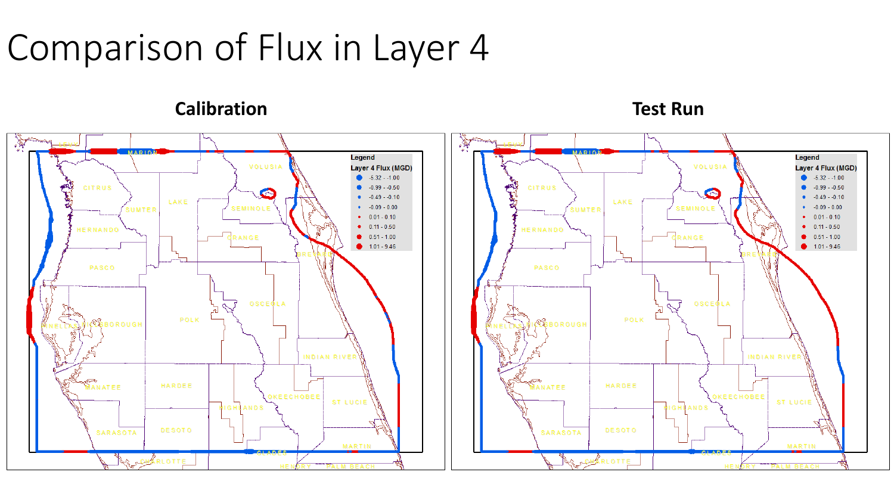# Comparison of Flux in Layer 4

**Calibration**

**Test Run**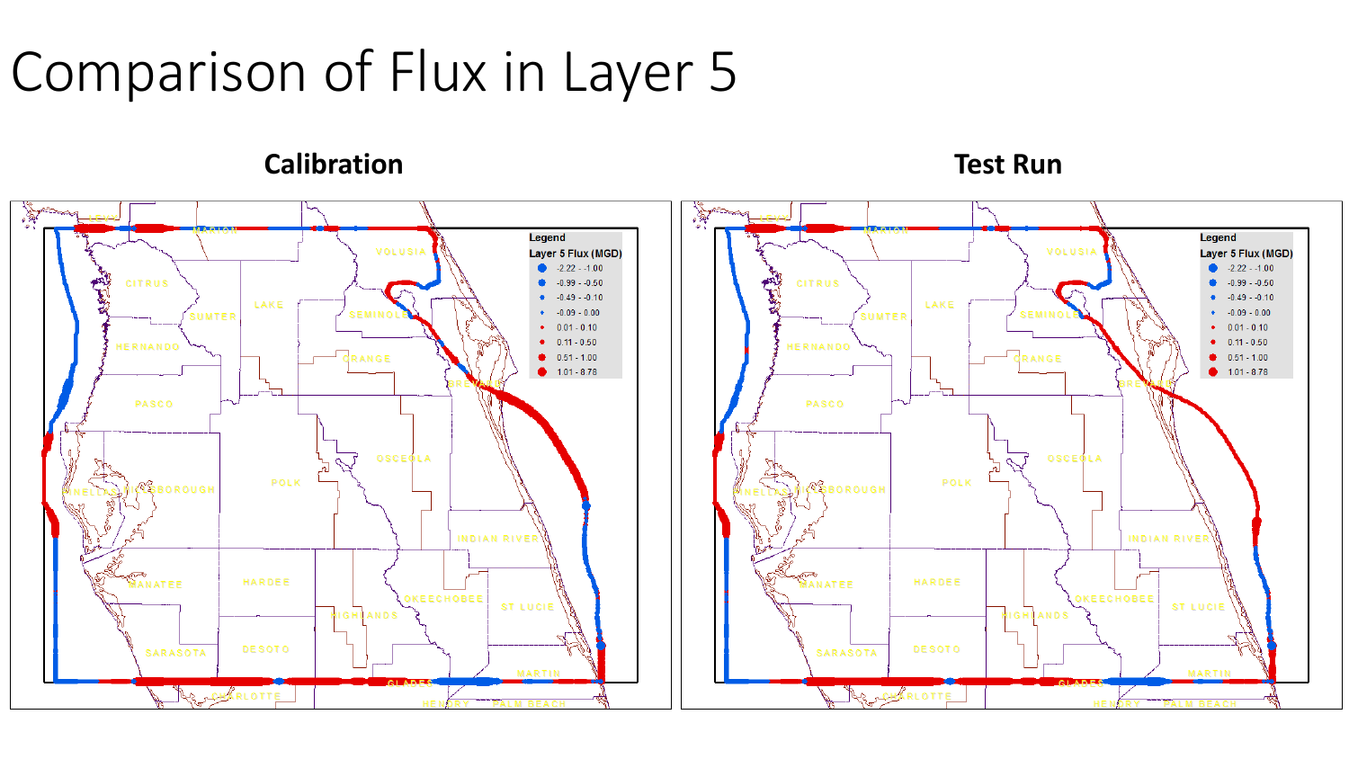# Comparison of Flux in Layer 5

**Calibration**

**Test Run**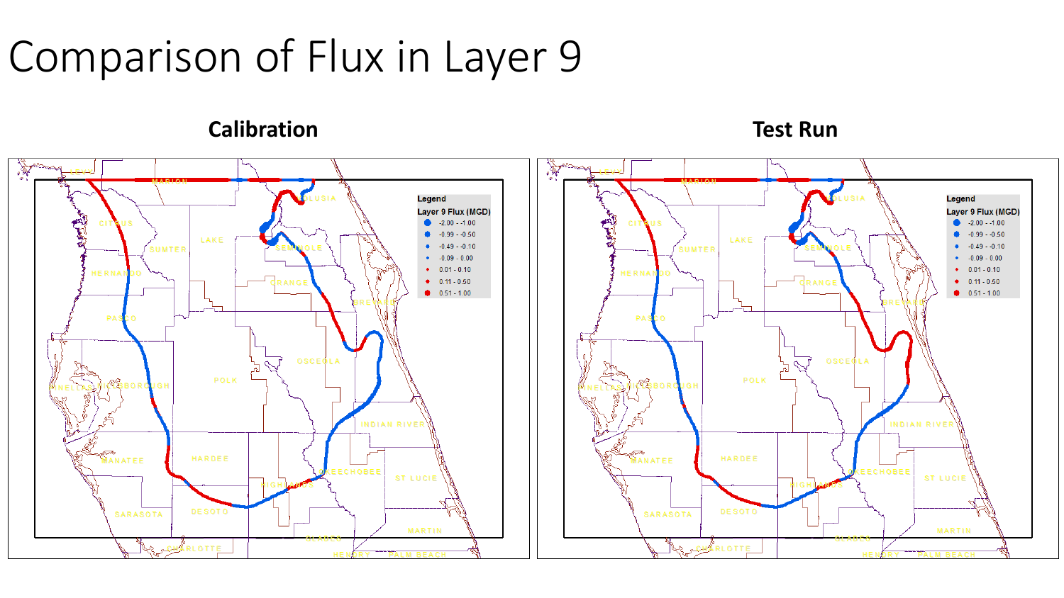# Comparison of Flux in Layer 9

**Calibration**

**Test Run**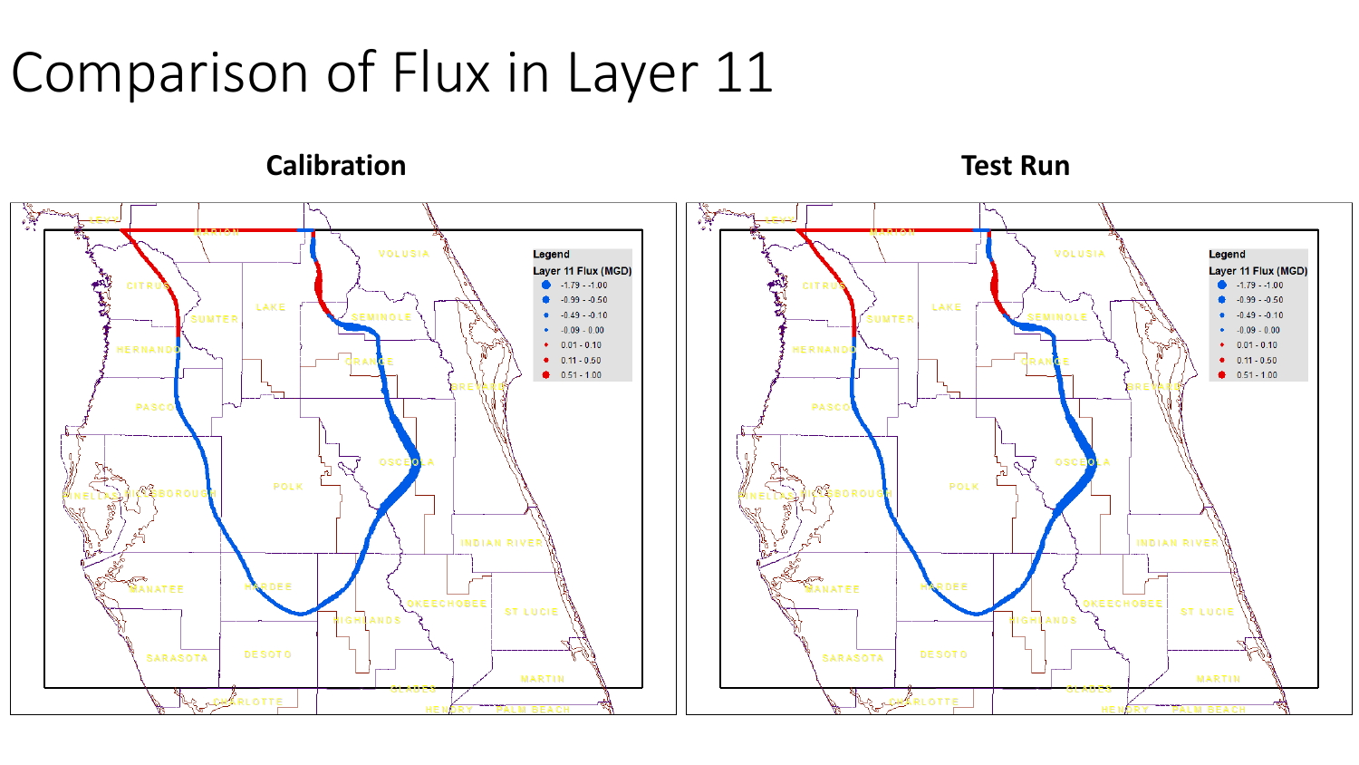# Comparison of Flux in Layer 11

**Calibration**

**Test Run**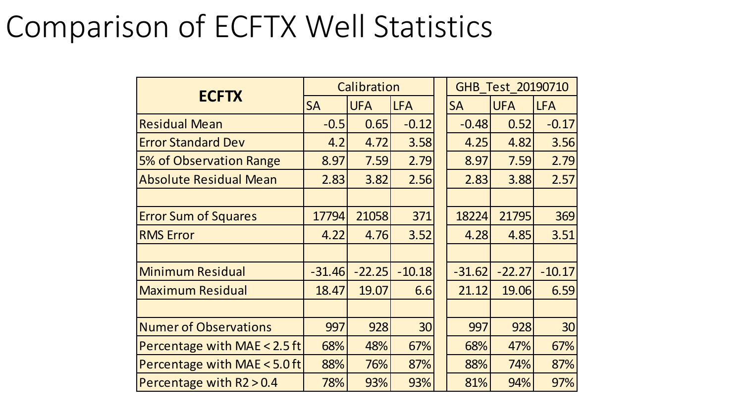# Comparison of ECFTX Well Statistics

| ECFTX | Calibration | | | | GHB_Test_20190710 | | |
|---|---|---|---|---|---|---|---|
| | SA | UFA | LFA | | SA | UFA | LFA |
| Residual Mean | -0.5 | 0.65 | -0.12 | | -0.48 | 0.52 | -0.17 |
| Error Standard Dev | 4.2 | 4.72 | 3.58 | | 4.25 | 4.82 | 3.56 |
| 5% of Observation Range | 8.97 | 7.59 | 2.79 | | 8.97 | 7.59 | 2.79 |
| Absolute Residual Mean | 2.83 | 3.82 | 2.56 | | 2.83 | 3.88 | 2.57 |
| | | | | | | | |
| Error Sum of Squares | 17794 | 21058 | 371 | | 18224 | 21795 | 369 |
| RMS Error | 4.22 | 4.76 | 3.52 | | 4.28 | 4.85 | 3.51 |
| | | | | | | | |
| Minimum Residual | -31.46 | -22.25 | -10.18 | | -31.62 | -22.27 | -10.17 |
| Maximum Residual | 18.47 | 19.07 | 6.6 | | 21.12 | 19.06 | 6.59 |
| | | | | | | | |
| Numer of Observations | 997 | 928 | 30 | | 997 | 928 | 30 |
| Percentage with MAE < 2.5 ft | 68% | 48% | 67% | | 68% | 47% | 67% |
| Percentage with MAE < 5.0 ft | 88% | 76% | 87% | | 88% | 74% | 87% |
| Percentage with R2 > 0.4 | 78% | 93% | 93% | | 81% | 94% | 97% |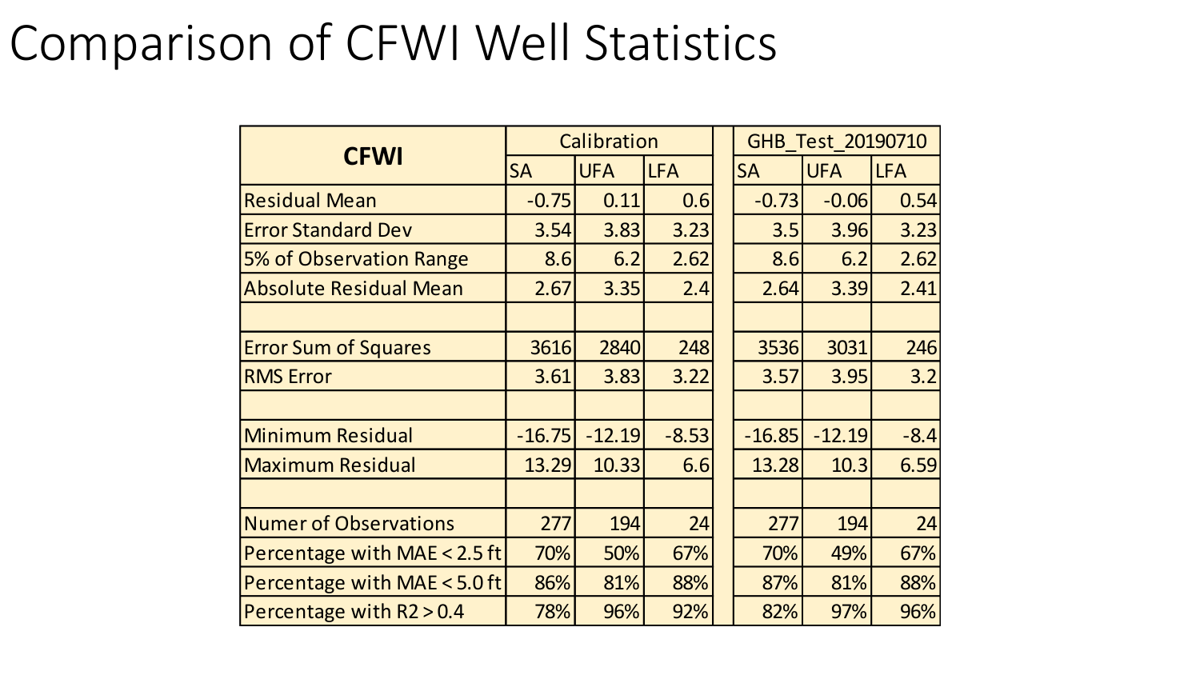# Comparison of CFWI Well Statistics

| CFWI | Calibration | | | | GHB_Test_20190710 | | |
|---|---|---|---|---|---|---|---|
| | SA | UFA | LFA | | SA | UFA | LFA |
| Residual Mean | -0.75 | 0.11 | 0.6 | | -0.73 | -0.06 | 0.54 |
| Error Standard Dev | 3.54 | 3.83 | 3.23 | | 3.5 | 3.96 | 3.23 |
| 5% of Observation Range | 8.6 | 6.2 | 2.62 | | 8.6 | 6.2 | 2.62 |
| Absolute Residual Mean | 2.67 | 3.35 | 2.4 | | 2.64 | 3.39 | 2.41 |
| | | | | | | | |
| Error Sum of Squares | 3616 | 2840 | 248 | | 3536 | 3031 | 246 |
| RMS Error | 3.61 | 3.83 | 3.22 | | 3.57 | 3.95 | 3.2 |
| | | | | | | | |
| Minimum Residual | -16.75 | -12.19 | -8.53 | | -16.85 | -12.19 | -8.4 |
| Maximum Residual | 13.29 | 10.33 | 6.6 | | 13.28 | 10.3 | 6.59 |
| | | | | | | | |
| Numer of Observations | 277 | 194 | 24 | | 277 | 194 | 24 |
| Percentage with MAE < 2.5 ft | 70% | 50% | 67% | | 70% | 49% | 67% |
| Percentage with MAE < 5.0 ft | 86% | 81% | 88% | | 87% | 81% | 88% |
| Percentage with R2 > 0.4 | 78% | 96% | 92% | | 82% | 97% | 96% |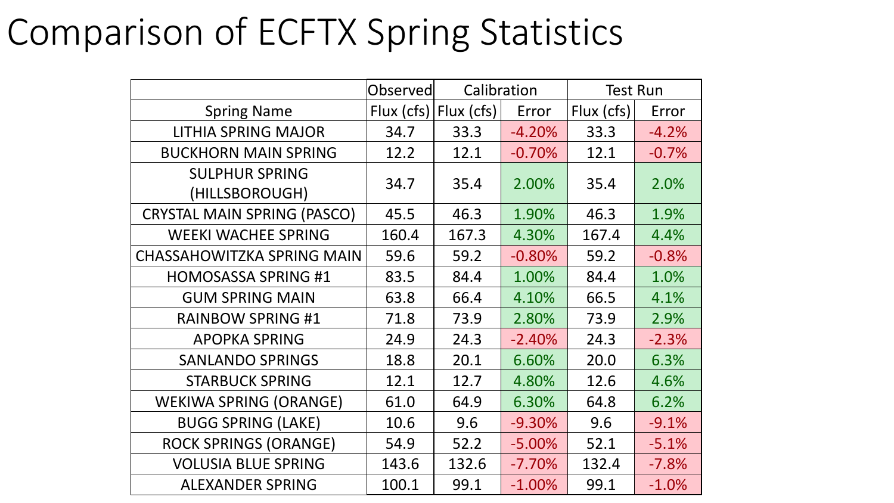# Comparison of ECFTX Spring Statistics

| | Observed | Calibration | | Test Run | |
|---|---|---|---|---|---|
| Spring Name | Flux (cfs) | Flux (cfs) | Error | Flux (cfs) | Error |
| LITHIA SPRING MAJOR | 34.7 | 33.3 | -4.20% | 33.3 | -4.2% |
| BUCKHORN MAIN SPRING | 12.2 | 12.1 | -0.70% | 12.1 | -0.7% |
| SULPHUR SPRING (HILLSBOROUGH) | 34.7 | 35.4 | 2.00% | 35.4 | 2.0% |
| CRYSTAL MAIN SPRING (PASCO) | 45.5 | 46.3 | 1.90% | 46.3 | 1.9% |
| WEEKI WACHEE SPRING | 160.4 | 167.3 | 4.30% | 167.4 | 4.4% |
| CHASSAHOWITZKA SPRING MAIN | 59.6 | 59.2 | -0.80% | 59.2 | -0.8% |
| HOMOSASSA SPRING #1 | 83.5 | 84.4 | 1.00% | 84.4 | 1.0% |
| GUM SPRING MAIN | 63.8 | 66.4 | 4.10% | 66.5 | 4.1% |
| RAINBOW SPRING #1 | 71.8 | 73.9 | 2.80% | 73.9 | 2.9% |
| APOPKA SPRING | 24.9 | 24.3 | -2.40% | 24.3 | -2.3% |
| SANLANDO SPRINGS | 18.8 | 20.1 | 6.60% | 20.0 | 6.3% |
| STARBUCK SPRING | 12.1 | 12.7 | 4.80% | 12.6 | 4.6% |
| WEKIWA SPRING (ORANGE) | 61.0 | 64.9 | 6.30% | 64.8 | 6.2% |
| BUGG SPRING (LAKE) | 10.6 | 9.6 | -9.30% | 9.6 | -9.1% |
| ROCK SPRINGS (ORANGE) | 54.9 | 52.2 | -5.00% | 52.1 | -5.1% |
| VOLUSIA BLUE SPRING | 143.6 | 132.6 | -7.70% | 132.4 | -7.8% |
| ALEXANDER SPRING | 100.1 | 99.1 | -1.00% | 99.1 | -1.0% |